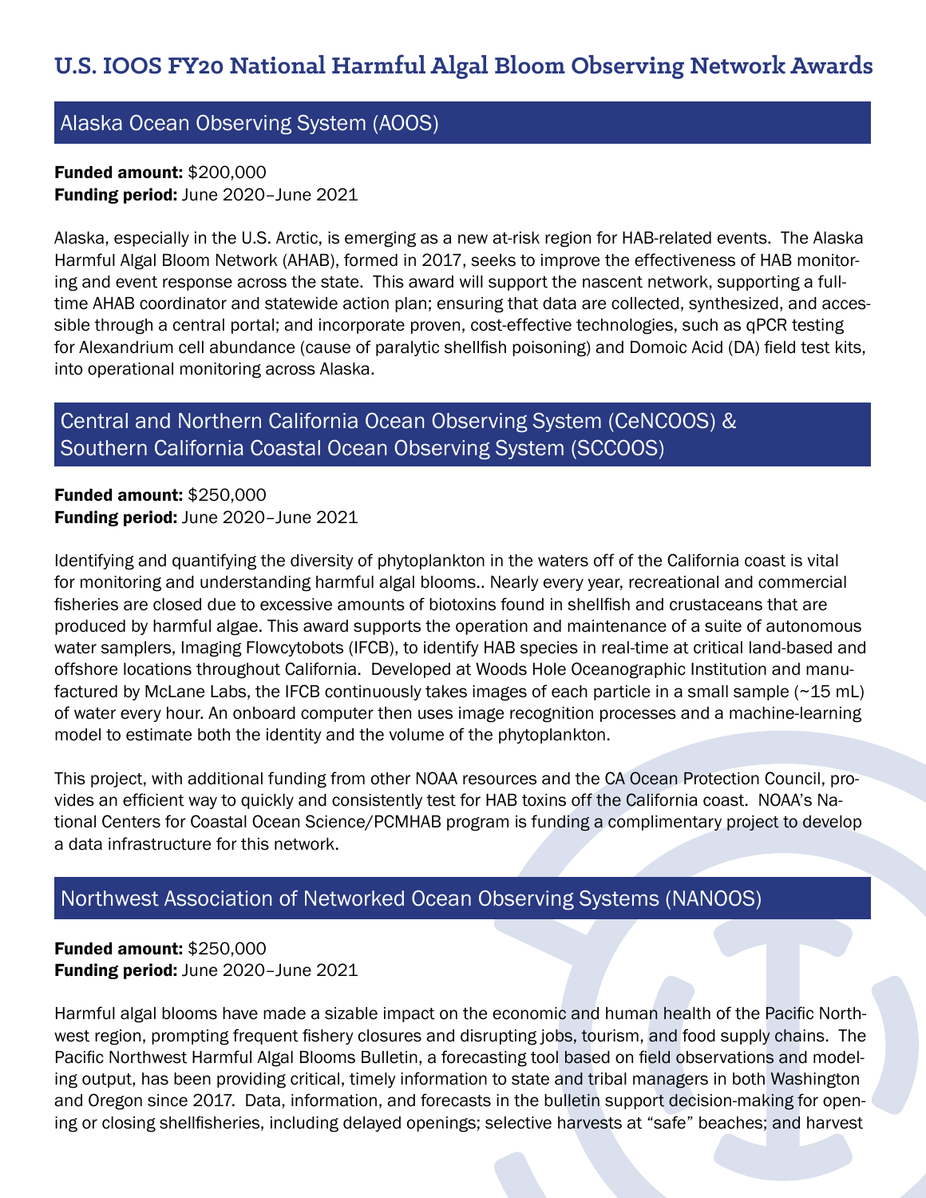# U.S. IOOS FY20 National Harmful Algal Bloom Observing Network Awards

## Alaska Ocean Observing System (AOOS)

**Funded amount:** $200,000
**Funding period:** June 2020–June 2021

Alaska, especially in the U.S. Arctic, is emerging as a new at-risk region for HAB-related events. The Alaska Harmful Algal Bloom Network (AHAB), formed in 2017, seeks to improve the effectiveness of HAB monitoring and event response across the state. This award will support the nascent network, supporting a full-time AHAB coordinator and statewide action plan; ensuring that data are collected, synthesized, and accessible through a central portal; and incorporate proven, cost-effective technologies, such as qPCR testing for Alexandrium cell abundance (cause of paralytic shellfish poisoning) and Domoic Acid (DA) field test kits, into operational monitoring across Alaska.

## Central and Northern California Ocean Observing System (CeNCOOS) & Southern California Coastal Ocean Observing System (SCCOOS)

**Funded amount:** $250,000
**Funding period:** June 2020–June 2021

Identifying and quantifying the diversity of phytoplankton in the waters off of the California coast is vital for monitoring and understanding harmful algal blooms.. Nearly every year, recreational and commercial fisheries are closed due to excessive amounts of biotoxins found in shellfish and crustaceans that are produced by harmful algae. This award supports the operation and maintenance of a suite of autonomous water samplers, Imaging Flowcytobots (IFCB), to identify HAB species in real-time at critical land-based and offshore locations throughout California. Developed at Woods Hole Oceanographic Institution and manufactured by McLane Labs, the IFCB continuously takes images of each particle in a small sample (~15 mL) of water every hour. An onboard computer then uses image recognition processes and a machine-learning model to estimate both the identity and the volume of the phytoplankton.

This project, with additional funding from other NOAA resources and the CA Ocean Protection Council, provides an efficient way to quickly and consistently test for HAB toxins off the California coast. NOAA's National Centers for Coastal Ocean Science/PCMHAB program is funding a complimentary project to develop a data infrastructure for this network.

## Northwest Association of Networked Ocean Observing Systems (NANOOS)

**Funded amount:** $250,000
**Funding period:** June 2020–June 2021

Harmful algal blooms have made a sizable impact on the economic and human health of the Pacific Northwest region, prompting frequent fishery closures and disrupting jobs, tourism, and food supply chains. The Pacific Northwest Harmful Algal Blooms Bulletin, a forecasting tool based on field observations and modeling output, has been providing critical, timely information to state and tribal managers in both Washington and Oregon since 2017. Data, information, and forecasts in the bulletin support decision-making for opening or closing shellfisheries, including delayed openings; selective harvests at "safe" beaches; and harvest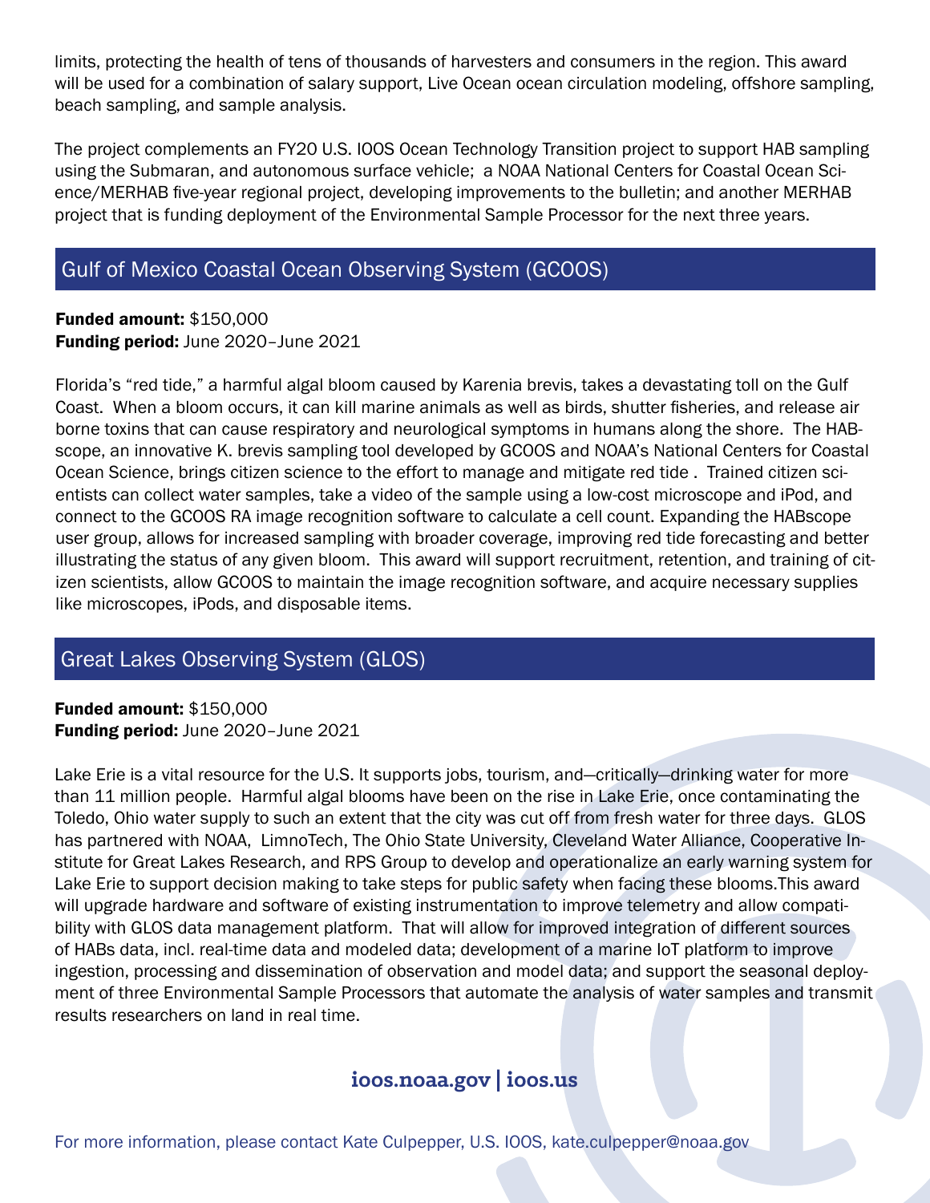limits, protecting the health of tens of thousands of harvesters and consumers in the region. This award will be used for a combination of salary support, Live Ocean ocean circulation modeling, offshore sampling, beach sampling, and sample analysis.

The project complements an FY20 U.S. IOOS Ocean Technology Transition project to support HAB sampling using the Submaran, and autonomous surface vehicle; a NOAA National Centers for Coastal Ocean Science/MERHAB five-year regional project, developing improvements to the bulletin; and another MERHAB project that is funding deployment of the Environmental Sample Processor for the next three years.

## Gulf of Mexico Coastal Ocean Observing System (GCOOS)

**Funded amount:** $150,000
**Funding period:** June 2020–June 2021

Florida's "red tide," a harmful algal bloom caused by Karenia brevis, takes a devastating toll on the Gulf Coast. When a bloom occurs, it can kill marine animals as well as birds, shutter fisheries, and release air borne toxins that can cause respiratory and neurological symptoms in humans along the shore. The HABscope, an innovative K. brevis sampling tool developed by GCOOS and NOAA's National Centers for Coastal Ocean Science, brings citizen science to the effort to manage and mitigate red tide . Trained citizen scientists can collect water samples, take a video of the sample using a low-cost microscope and iPod, and connect to the GCOOS RA image recognition software to calculate a cell count. Expanding the HABscope user group, allows for increased sampling with broader coverage, improving red tide forecasting and better illustrating the status of any given bloom. This award will support recruitment, retention, and training of citizen scientists, allow GCOOS to maintain the image recognition software, and acquire necessary supplies like microscopes, iPods, and disposable items.

## Great Lakes Observing System (GLOS)

**Funded amount:** $150,000
**Funding period:** June 2020–June 2021

Lake Erie is a vital resource for the U.S. It supports jobs, tourism, and—critically—drinking water for more than 11 million people. Harmful algal blooms have been on the rise in Lake Erie, once contaminating the Toledo, Ohio water supply to such an extent that the city was cut off from fresh water for three days. GLOS has partnered with NOAA, LimnoTech, The Ohio State University, Cleveland Water Alliance, Cooperative Institute for Great Lakes Research, and RPS Group to develop and operationalize an early warning system for Lake Erie to support decision making to take steps for public safety when facing these blooms.This award will upgrade hardware and software of existing instrumentation to improve telemetry and allow compatibility with GLOS data management platform. That will allow for improved integration of different sources of HABs data, incl. real-time data and modeled data; development of a marine IoT platform to improve ingestion, processing and dissemination of observation and model data; and support the seasonal deployment of three Environmental Sample Processors that automate the analysis of water samples and transmit results researchers on land in real time.

**ioos.noaa.gov | ioos.us**

For more information, please contact Kate Culpepper, U.S. IOOS, kate.culpepper@noaa.gov